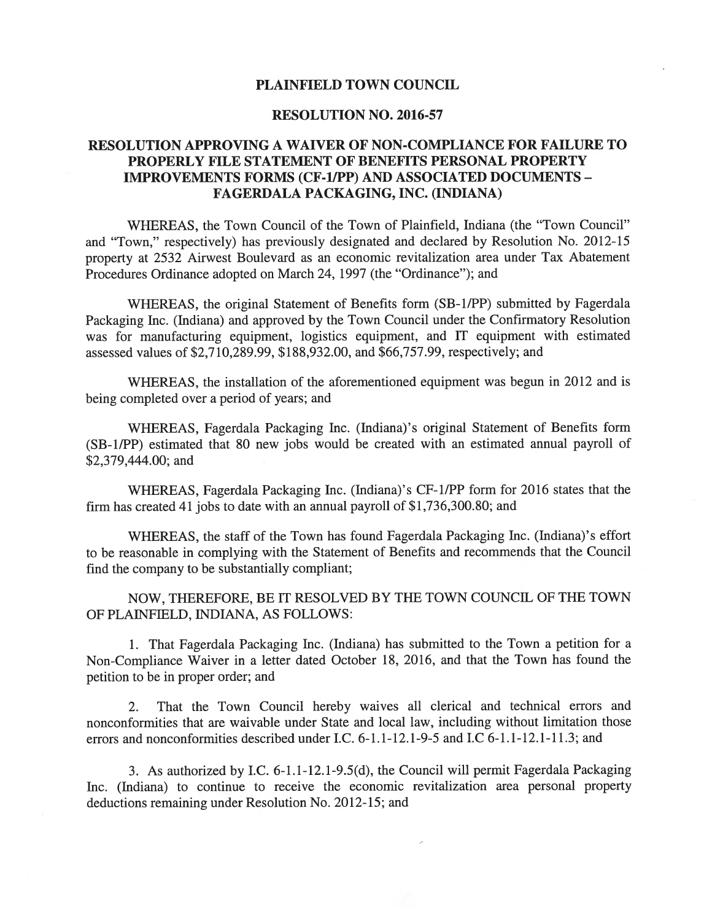# PLAINFIELD TOWN COUNCIL

## RESOLUTION NO. 2016-57

## RESOLUTION APPROVING A WAIVER OF NON-COMPLIANCE FOR FAILURE TO PROPERLY FILE STATEMENT OF BENEFITS PERSONAL PROPERTY IMPROVEMENTS FORMS (CF-1/PP) AND ASSOCIATED DOCUMENTS – FAGERDALA PACKAGING, INC. (INDIANA)

WHEREAS, the Town Council of the Town of Plainfield, Indiana (the "Town Council" and "Town," respectively) has previously designated and declared by Resolution No. 2012-15 property at 2532 Airwest Boulevard as an economic revitalization area under Tax Abatement Procedures Ordinance adopted on March 24, 1997 (the "Ordinance"); and

WHEREAS, the original Statement of Benefits form (SB-1/PP) submitted by Fagerdala Packaging Inc. (Indiana) and approved by the Town Council under the Confirmatory Resolution was for manufacturing equipment, logistics equipment, and IT equipment with estimated assessed values of $2,710,289.99, $188,932.00, and $66,757.99, respectively; and

WHEREAS, the installation of the aforementioned equipment was begun in 2012 and is being completed over a period of years; and

WHEREAS, Fagerdala Packaging Inc. (Indiana)'s original Statement of Benefits form (SB-1/PP) estimated that 80 new jobs would be created with an estimated annual payroll of $2,379,444.00; and

WHEREAS, Fagerdala Packaging Inc. (Indiana)'s CF-1/PP form for 2016 states that the firm has created 41 jobs to date with an annual payroll of $1,736,300.80; and

WHEREAS, the staff of the Town has found Fagerdala Packaging Inc. (Indiana)'s effort to be reasonable in complying with the Statement of Benefits and recommends that the Council find the company to be substantially compliant;

NOW, THEREFORE, BE IT RESOLVED BY THE TOWN COUNCIL OF THE TOWN OF PLAINFIELD, INDIANA, AS FOLLOWS:

1. That Fagerdala Packaging Inc. (Indiana) has submitted to the Town a petition for a Non-Compliance Waiver in a letter dated October 18, 2016, and that the Town has found the petition to be in proper order; and

2. That the Town Council hereby waives all clerical and technical errors and nonconformities that are waivable under State and local law, including without limitation those errors and nonconformities described under I.C. 6-1.1-12.1-9-5 and I.C 6-1.1-12.1-11.3; and

3. As authorized by I.C. 6-1.1-12.1-9.5(d), the Council will permit Fagerdala Packaging Inc. (Indiana) to continue to receive the economic revitalization area personal property deductions remaining under Resolution No. 2012-15; and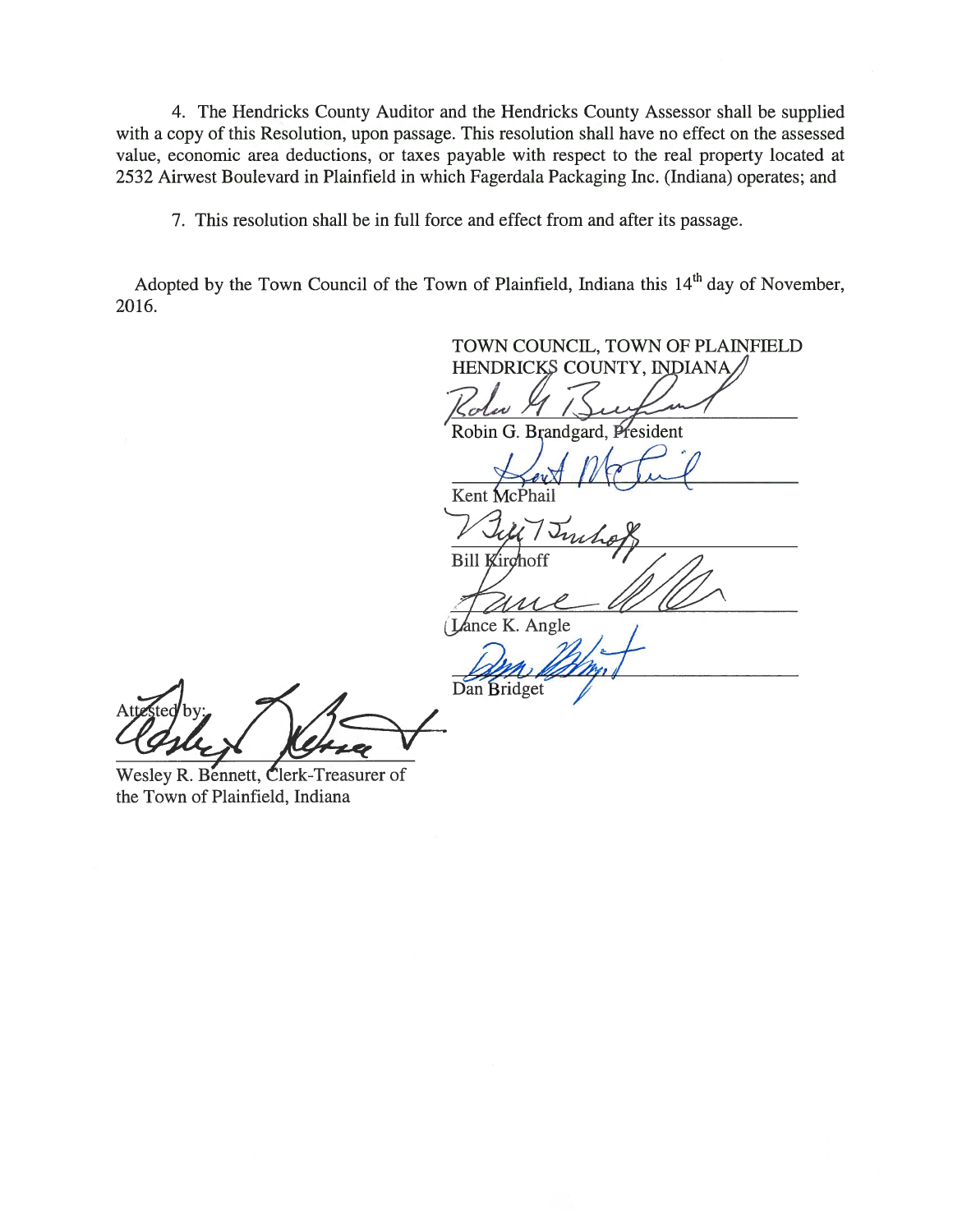4. The Hendricks County Auditor and the Hendricks County Assessor shall be supplied with a copy of this Resolution, upon passage. This resolution shall have no effect on the assessed value, economic area deductions, or taxes payable with respect to the real property located at 2532 Airwest Boulevard in Plainfield in which Fagerdala Packaging Inc. (Indiana) operates; and

7. This resolution shall be in full force and effect from and after its passage.

Adopted by the Town Council of the Town of Plainfield, Indiana this 14th day of November, 2016.

TOWN COUNCIL, TOWN OF PLAINFIELD
HENDRICKS COUNTY, INDIANA

Robin G. Brandgard, President

Kent McPhail

Bill Kirchoff

Lance K. Angle

Dan Bridget

Attested by:

Wesley R. Bennett, Clerk-Treasurer of the Town of Plainfield, Indiana